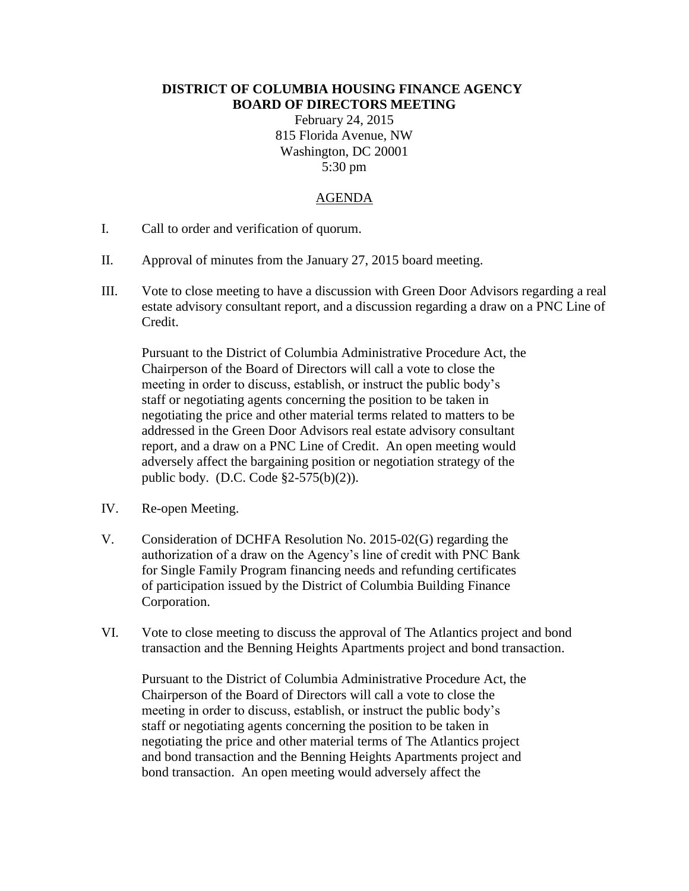**DISTRICT OF COLUMBIA HOUSING FINANCE AGENCY**
**BOARD OF DIRECTORS MEETING**

February 24, 2015
815 Florida Avenue, NW
Washington, DC 20001
5:30 pm

AGENDA

I. Call to order and verification of quorum.

II. Approval of minutes from the January 27, 2015 board meeting.

III. Vote to close meeting to have a discussion with Green Door Advisors regarding a real estate advisory consultant report, and a discussion regarding a draw on a PNC Line of Credit.

   Pursuant to the District of Columbia Administrative Procedure Act, the Chairperson of the Board of Directors will call a vote to close the meeting in order to discuss, establish, or instruct the public body's staff or negotiating agents concerning the position to be taken in negotiating the price and other material terms related to matters to be addressed in the Green Door Advisors real estate advisory consultant report, and a draw on a PNC Line of Credit. An open meeting would adversely affect the bargaining position or negotiation strategy of the public body. (D.C. Code §2-575(b)(2)).

IV. Re-open Meeting.

V. Consideration of DCHFA Resolution No. 2015-02(G) regarding the authorization of a draw on the Agency's line of credit with PNC Bank for Single Family Program financing needs and refunding certificates of participation issued by the District of Columbia Building Finance Corporation.

VI. Vote to close meeting to discuss the approval of The Atlantics project and bond transaction and the Benning Heights Apartments project and bond transaction.

   Pursuant to the District of Columbia Administrative Procedure Act, the Chairperson of the Board of Directors will call a vote to close the meeting in order to discuss, establish, or instruct the public body's staff or negotiating agents concerning the position to be taken in negotiating the price and other material terms of The Atlantics project and bond transaction and the Benning Heights Apartments project and bond transaction. An open meeting would adversely affect the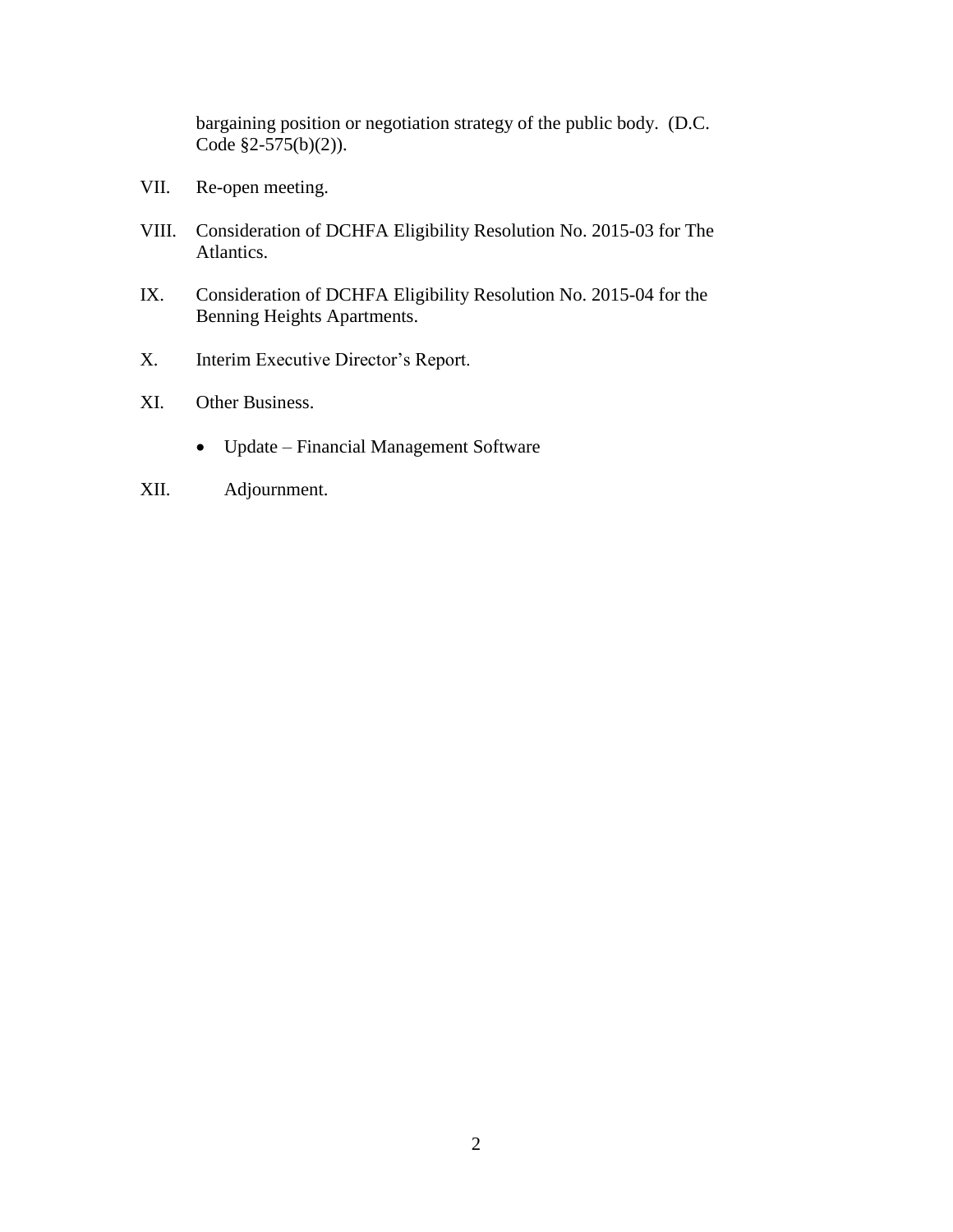bargaining position or negotiation strategy of the public body. (D.C. Code §2-575(b)(2)).

VII. Re-open meeting.

VIII. Consideration of DCHFA Eligibility Resolution No. 2015-03 for The Atlantics.

IX. Consideration of DCHFA Eligibility Resolution No. 2015-04 for the Benning Heights Apartments.

X. Interim Executive Director's Report.

XI. Other Business.

- Update – Financial Management Software

XII. Adjournment.